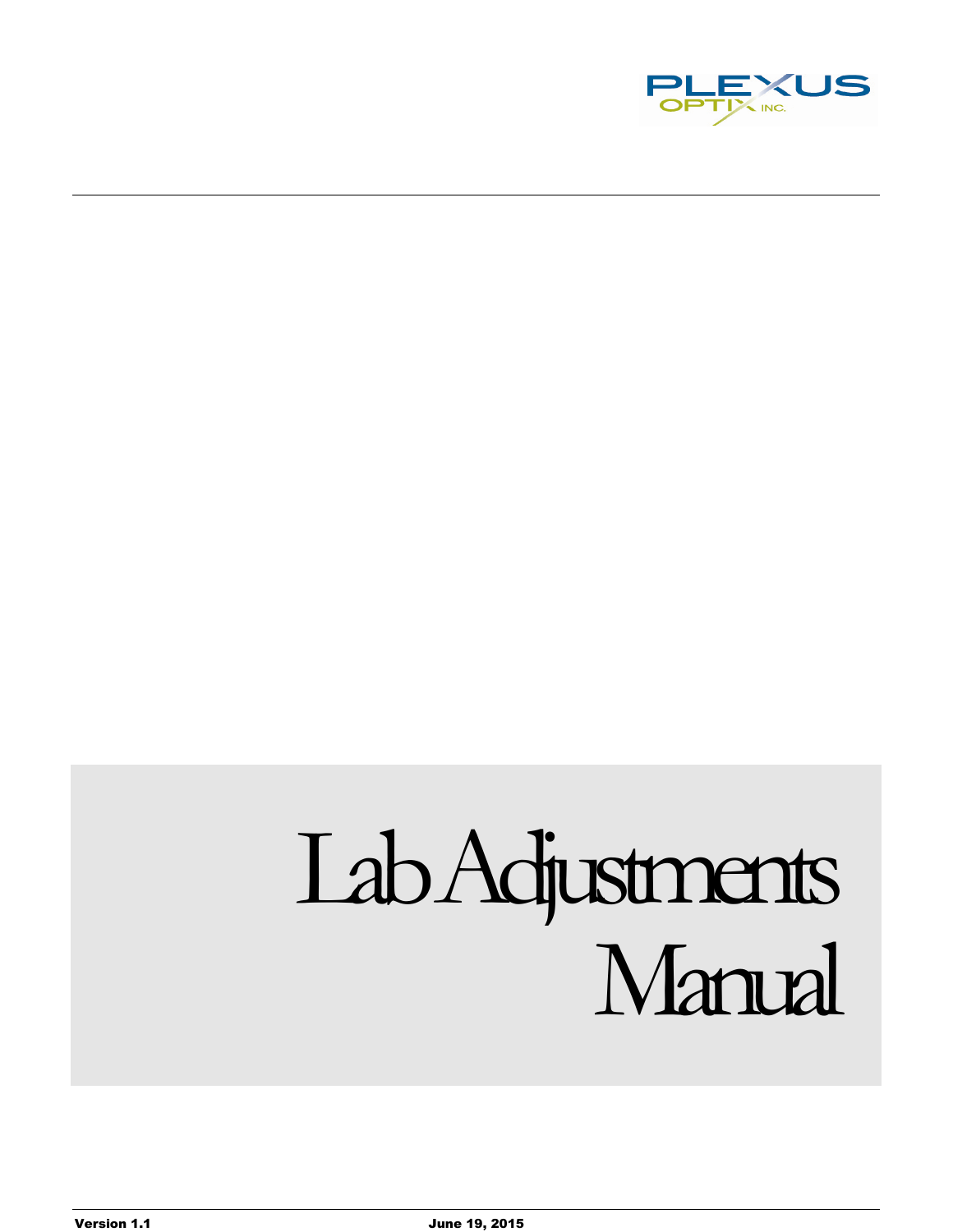PLEXUS OPTIX INC.

# Lab Adjustments Manual

**Version 1.1** **June 19, 2015**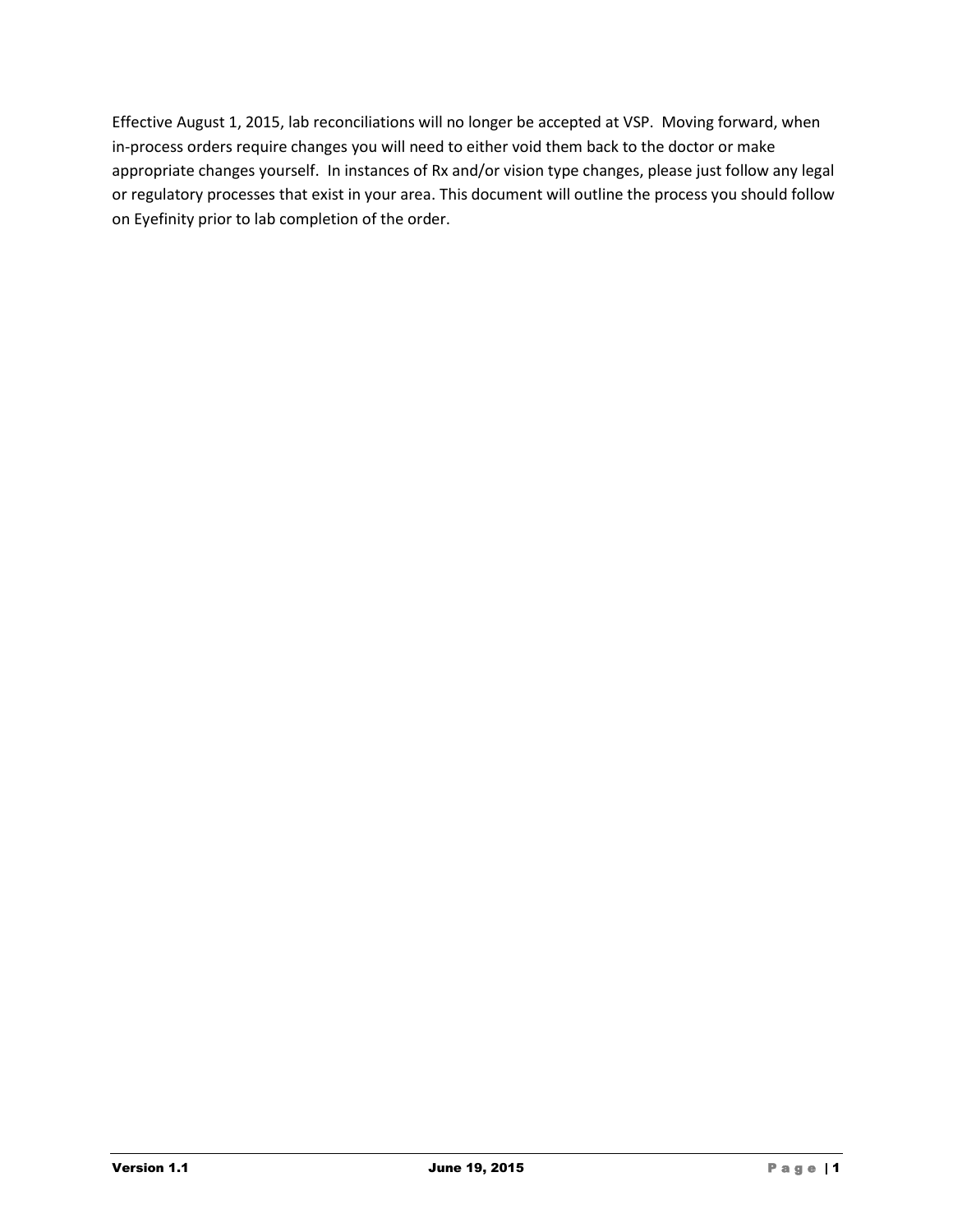Effective August 1, 2015, lab reconciliations will no longer be accepted at VSP. Moving forward, when in-process orders require changes you will need to either void them back to the doctor or make appropriate changes yourself. In instances of Rx and/or vision type changes, please just follow any legal or regulatory processes that exist in your area. This document will outline the process you should follow on Eyefinity prior to lab completion of the order.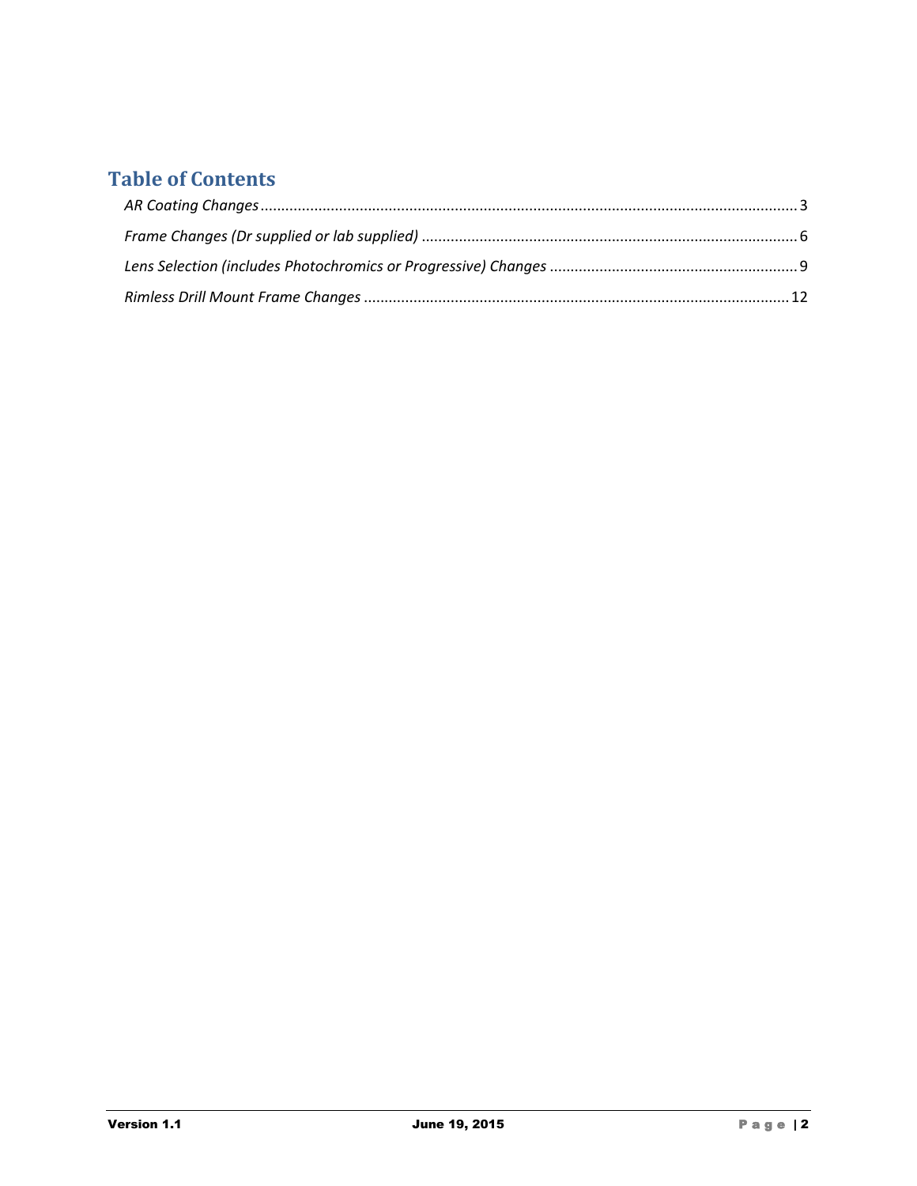# Table of Contents

*AR Coating Changes* .......... 3

*Frame Changes (Dr supplied or lab supplied)* .......... 6

*Lens Selection (includes Photochromics or Progressive) Changes* .......... 9

*Rimless Drill Mount Frame Changes* .......... 12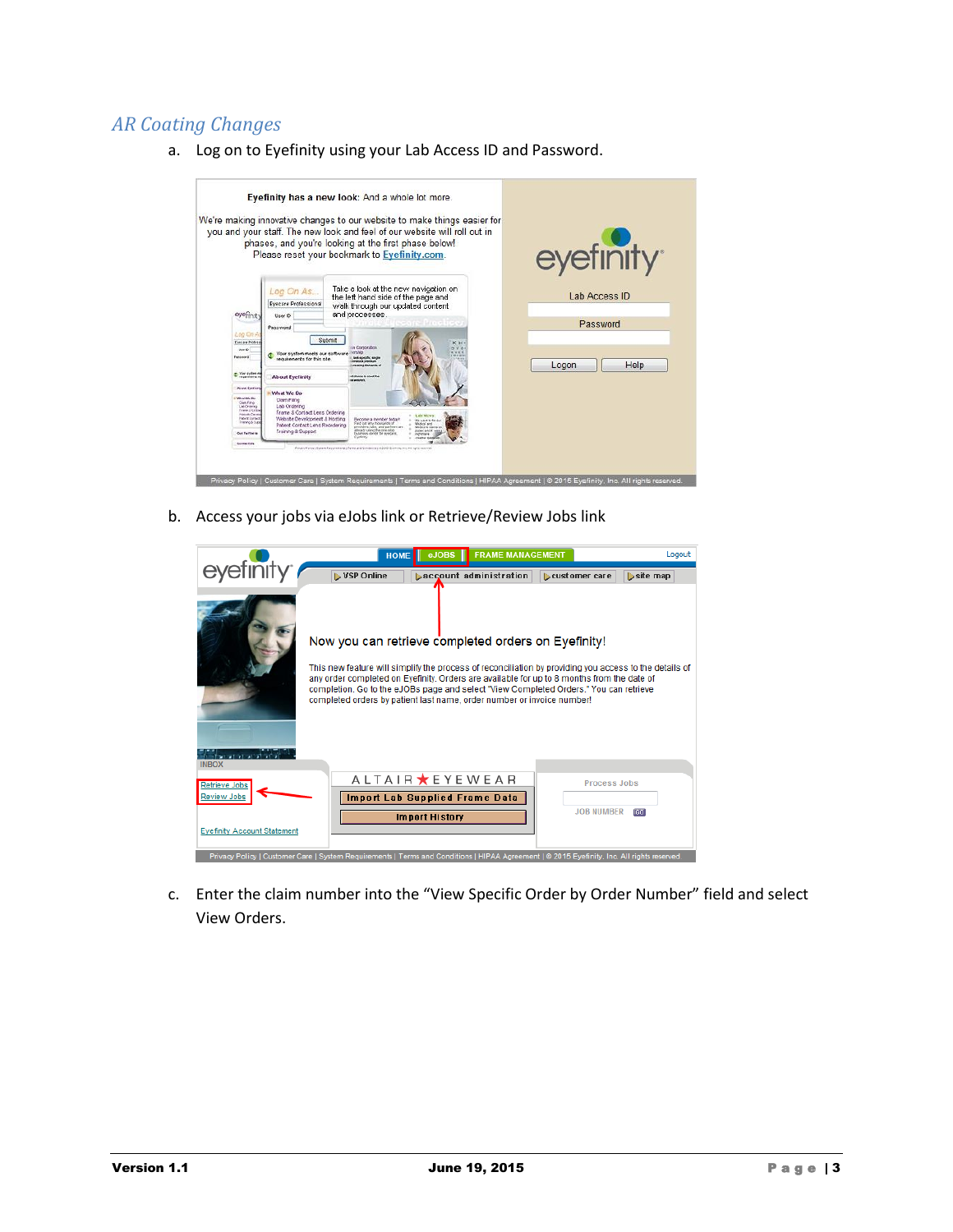## AR Coating Changes

a. Log on to Eyefinity using your Lab Access ID and Password.

b. Access your jobs via eJobs link or Retrieve/Review Jobs link

c. Enter the claim number into the "View Specific Order by Order Number" field and select View Orders.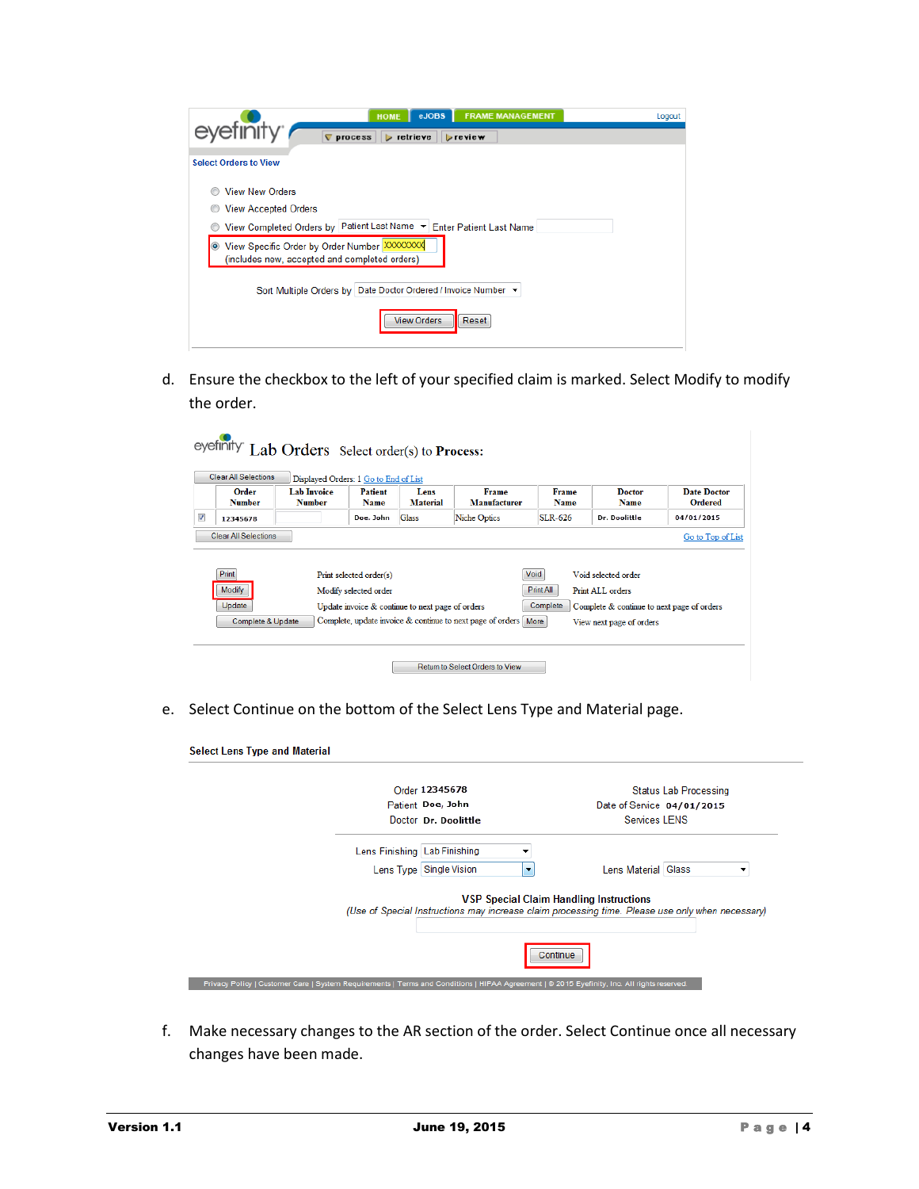d. Ensure the checkbox to the left of your specified claim is marked. Select Modify to modify the order.

e. Select Continue on the bottom of the Select Lens Type and Material page.

f. Make necessary changes to the AR section of the order. Select Continue once all necessary changes have been made.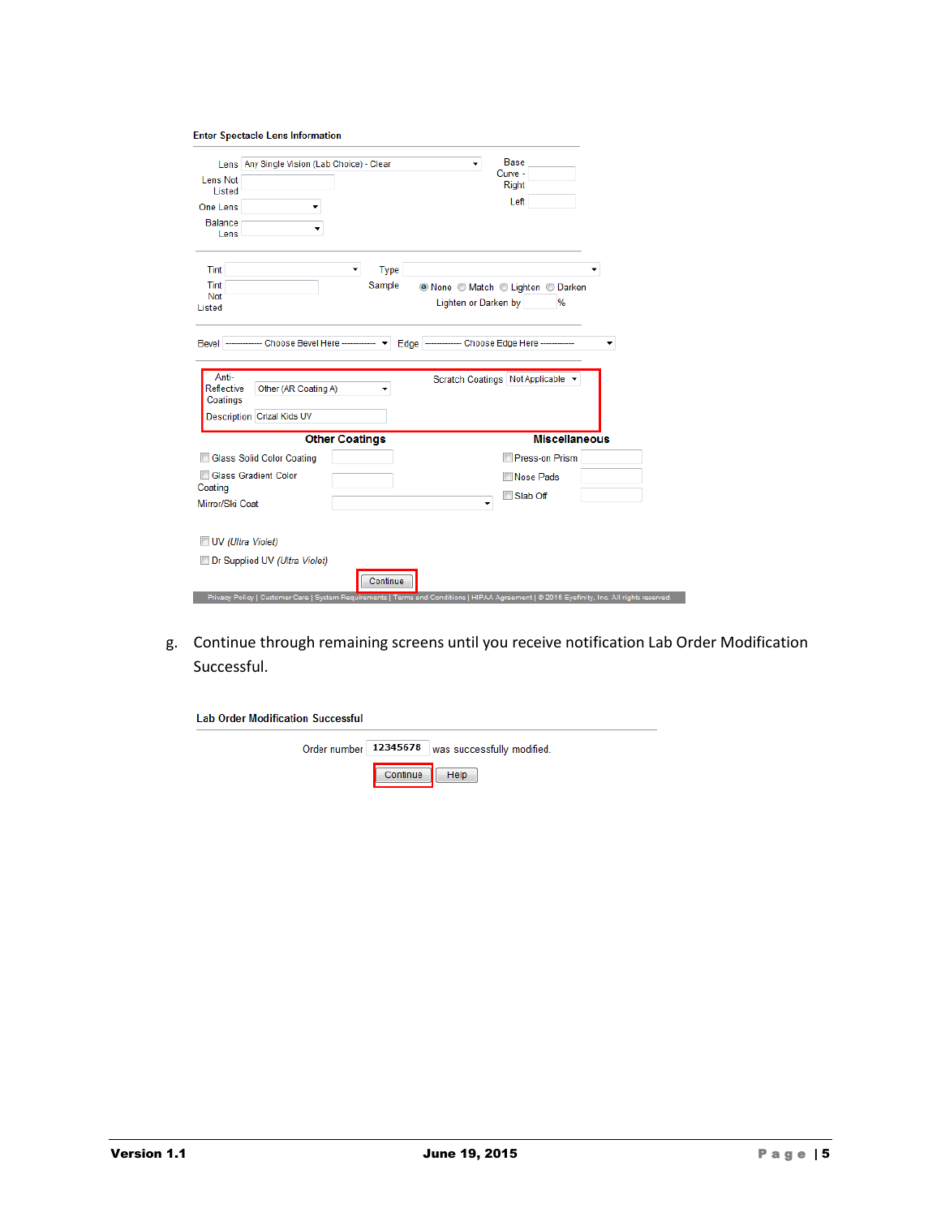**Enter Spectacle Lens Information**

Lens: Any Single Vision (Lab Choice) - Clear
Lens Not Listed:
One Lens:
Balance Lens:
Base Curve - Right:
Left:

Tint:
Tint Not Listed:
Type:
Sample: (•) None ( ) Match ( ) Lighten ( ) Darken
Lighten or Darken by ___ %

Bevel: ------------ Choose Bevel Here ------------
Edge: ------------ Choose Edge Here ------------

Anti-Reflective Coatings: Other (AR Coating A)
Description: Crizal Kids UV
Scratch Coatings: Not Applicable

**Other Coatings**

- [ ] Glass Solid Color Coating
- [ ] Glass Gradient Color Coating
- Mirror/Ski Coat

**Miscellaneous**

- [ ] Press-on Prism
- [ ] Nose Pads
- [ ] Slab Off

- [ ] UV *(Ultra Violet)*
- [ ] Dr Supplied UV *(Ultra Violet)*

[Continue]

Privacy Policy | Customer Care | System Requirements | Terms and Conditions | HIPAA Agreement | © 2015 Eyefinity, Inc. All rights reserved.

g. Continue through remaining screens until you receive notification Lab Order Modification Successful.

**Lab Order Modification Successful**

Order number 12345678 was successfully modified.

[Continue] [Help]

**Version 1.1** **June 19, 2015**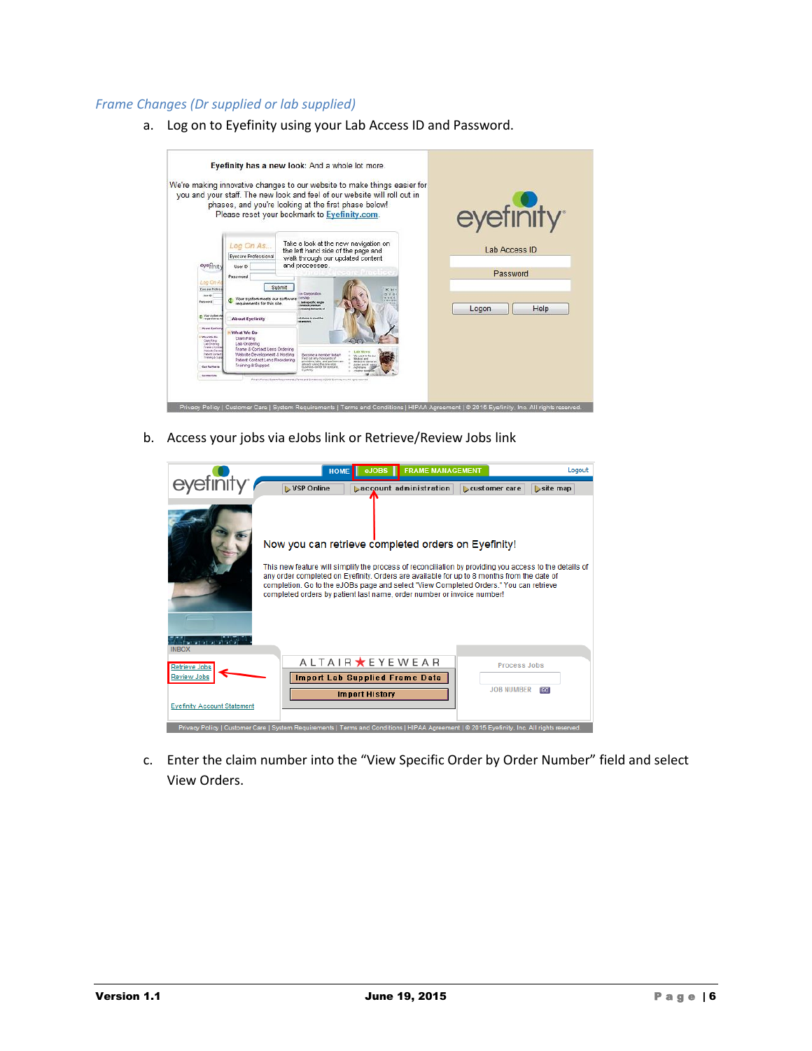### *Frame Changes (Dr supplied or lab supplied)*

a. Log on to Eyefinity using your Lab Access ID and Password.

b. Access your jobs via eJobs link or Retrieve/Review Jobs link

c. Enter the claim number into the "View Specific Order by Order Number" field and select View Orders.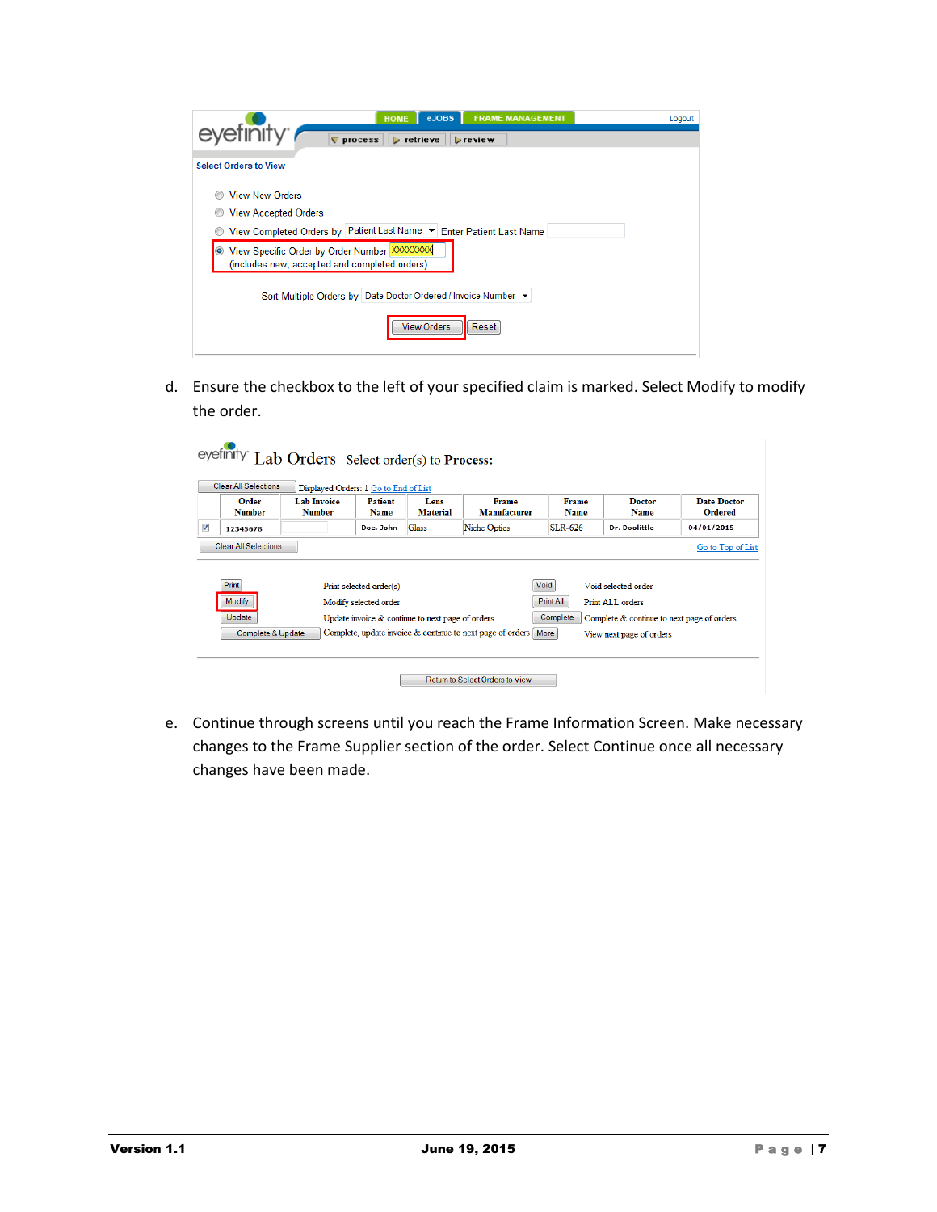d. Ensure the checkbox to the left of your specified claim is marked. Select Modify to modify the order.

e. Continue through screens until you reach the Frame Information Screen. Make necessary changes to the Frame Supplier section of the order. Select Continue once all necessary changes have been made.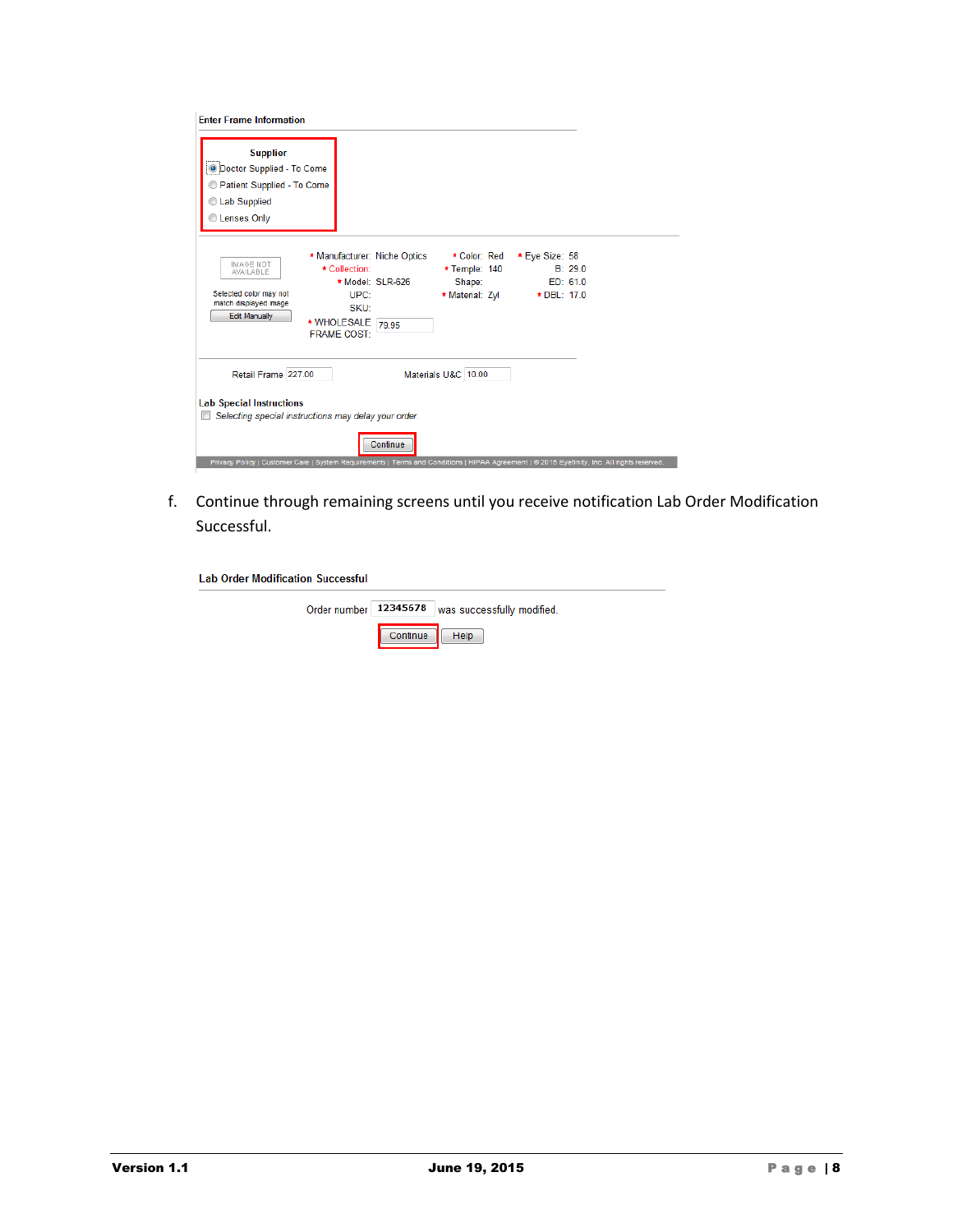Enter Frame Information

**Supplier**

- (•) Doctor Supplied - To Come
- ( ) Patient Supplied - To Come
- ( ) Lab Supplied
- ( ) Lenses Only

IMAGE NOT AVAILABLE

Selected color may not match displayed image

Edit Manually

| | | | | | |
|---|---|---|---|---|---|
| * Manufacturer: | Niche Optics | * Color: | Red | * Eye Size: | 58 |
| * Collection: | | * Temple: | 140 | B: | 29.0 |
| * Model: | SLR-626 | Shape: | | ED: | 61.0 |
| UPC: | | * Material: | Zyl | * DBL: | 17.0 |
| SKU: | | | | | |
| * WHOLESALE FRAME COST: | 79.95 | | | | |

Retail Frame 227.00    Materials U&C 10.00

**Lab Special Instructions**

☐ *Selecting special instructions may delay your order.*

Continue

Privacy Policy | Customer Care | System Requirements | Terms and Conditions | HIPAA Agreement | © 2015 Eyefinity, Inc. All rights reserved.

f. Continue through remaining screens until you receive notification Lab Order Modification Successful.

Lab Order Modification Successful

Order number 12345678 was successfully modified.

Continue    Help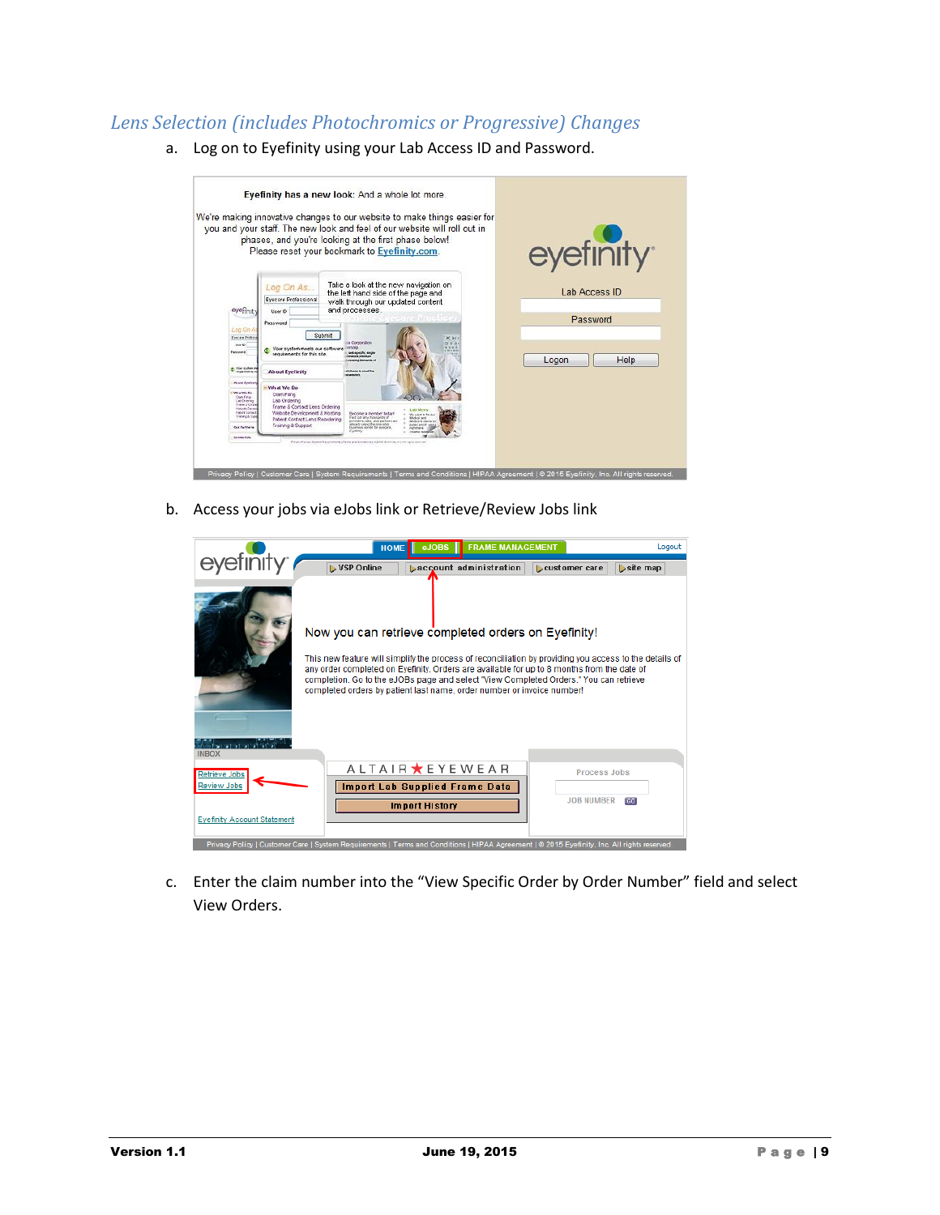## *Lens Selection (includes Photochromics or Progressive) Changes*

a. Log on to Eyefinity using your Lab Access ID and Password.

b. Access your jobs via eJobs link or Retrieve/Review Jobs link

c. Enter the claim number into the “View Specific Order by Order Number” field and select View Orders.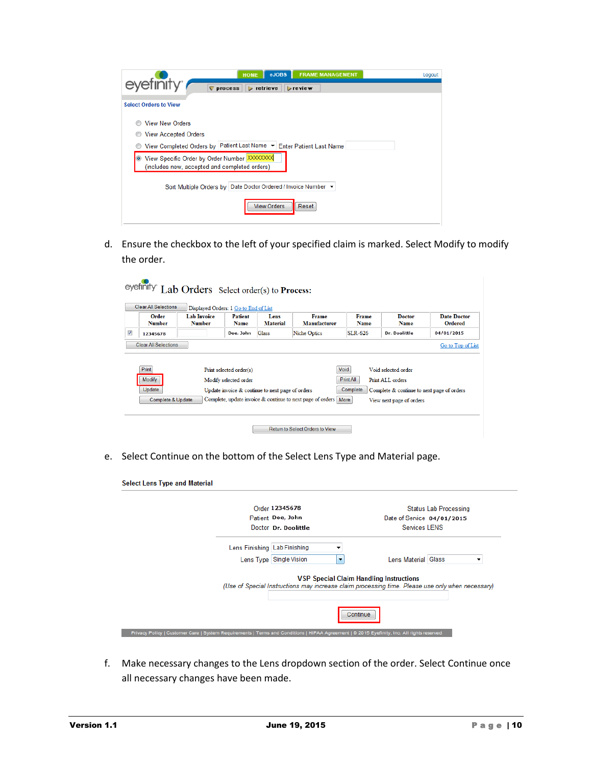d. Ensure the checkbox to the left of your specified claim is marked. Select Modify to modify the order.

e. Select Continue on the bottom of the Select Lens Type and Material page.

f. Make necessary changes to the Lens dropdown section of the order. Select Continue once all necessary changes have been made.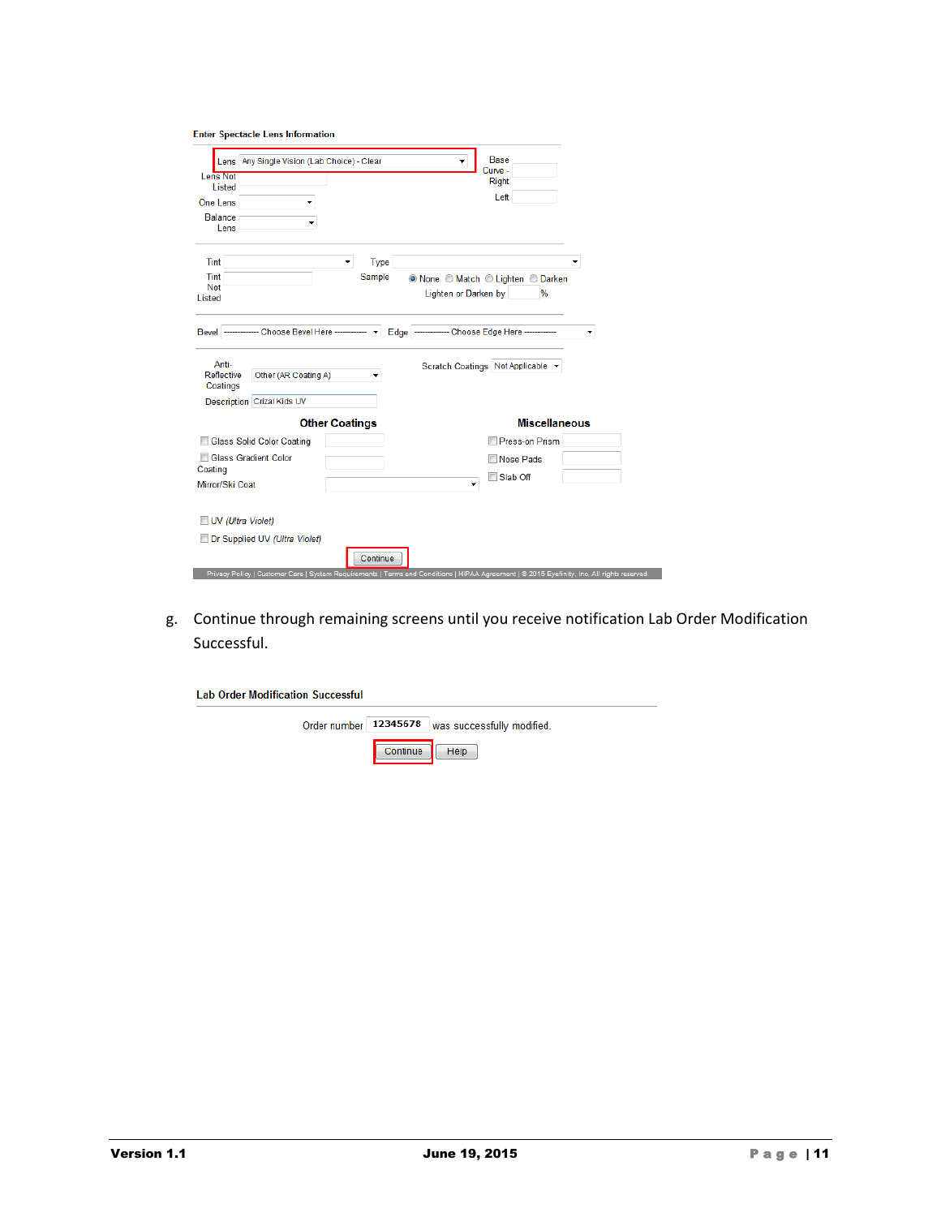Enter Spectacle Lens Information

Lens: Any Single Vision (Lab Choice) - Clear

Lens Not Listed

One Lens

Balance Lens

Base Curve - Right

Left

Tint

Type

Tint Not Listed

Sample: None / Match / Lighten / Darken

Lighten or Darken by %

Bevel: ------------ Choose Bevel Here ------------

Edge: ------------ Choose Edge Here ------------

Anti-Reflective Coatings: Other (AR Coating A)

Description: Crizal Kids UV

Scratch Coatings: Not Applicable

**Other Coatings**

- Glass Solid Color Coating
- Glass Gradient Color Coating
- Mirror/Ski Coat

**Miscellaneous**

- Press-on Prism
- Nose Pads
- Slab Off

- UV (*Ultra Violet*)
- Dr Supplied UV (*Ultra Violet*)

Continue

Privacy Policy | Customer Care | System Requirements | Terms and Conditions | HIPAA Agreement | © 2015 Eyefinity, Inc. All rights reserved.

g. Continue through remaining screens until you receive notification Lab Order Modification Successful.

Lab Order Modification Successful

Order number 12345678 was successfully modified.

Continue | Help

**Version 1.1** **June 19, 2015**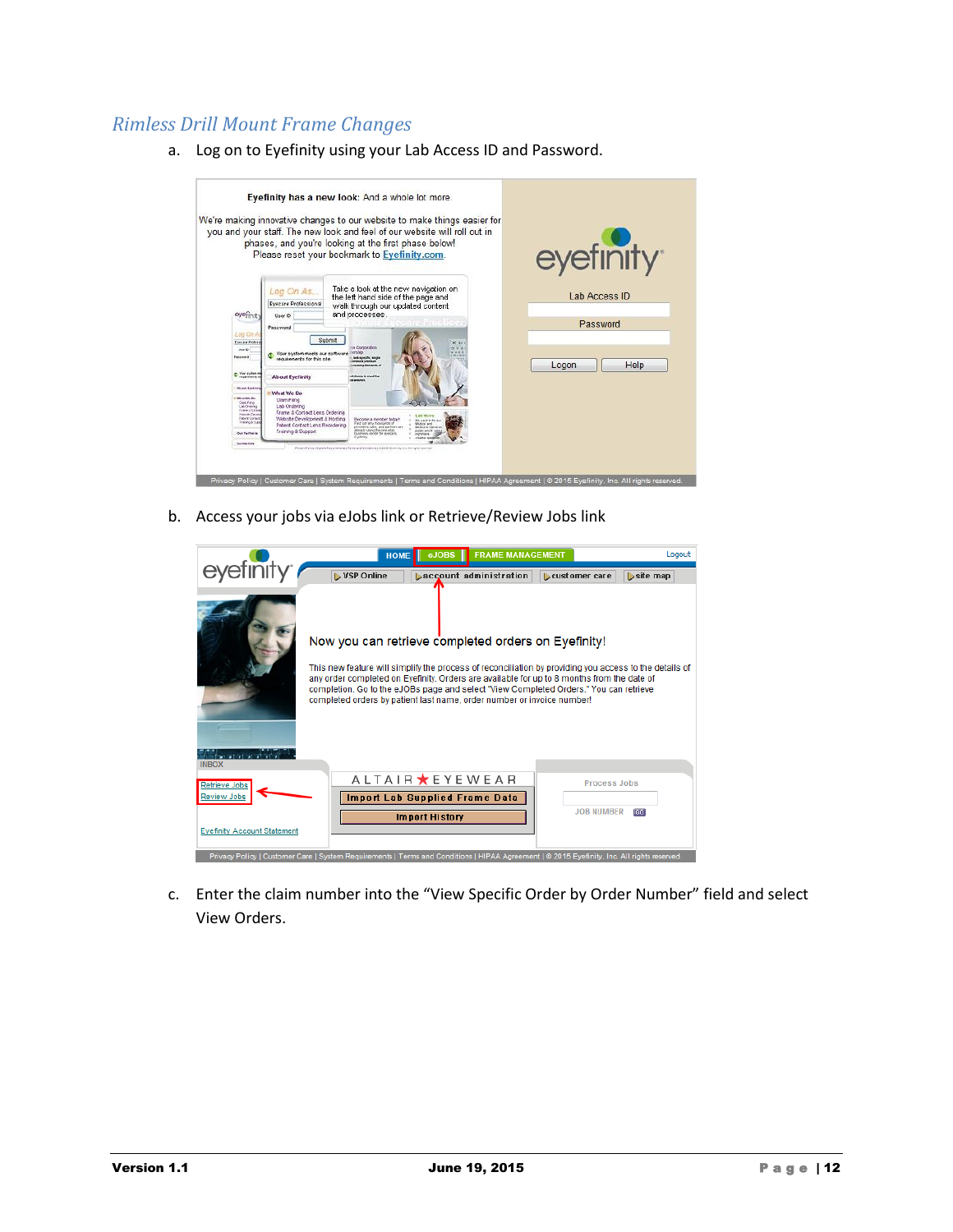## *Rimless Drill Mount Frame Changes*

a. Log on to Eyefinity using your Lab Access ID and Password.

b. Access your jobs via eJobs link or Retrieve/Review Jobs link

c. Enter the claim number into the "View Specific Order by Order Number" field and select View Orders.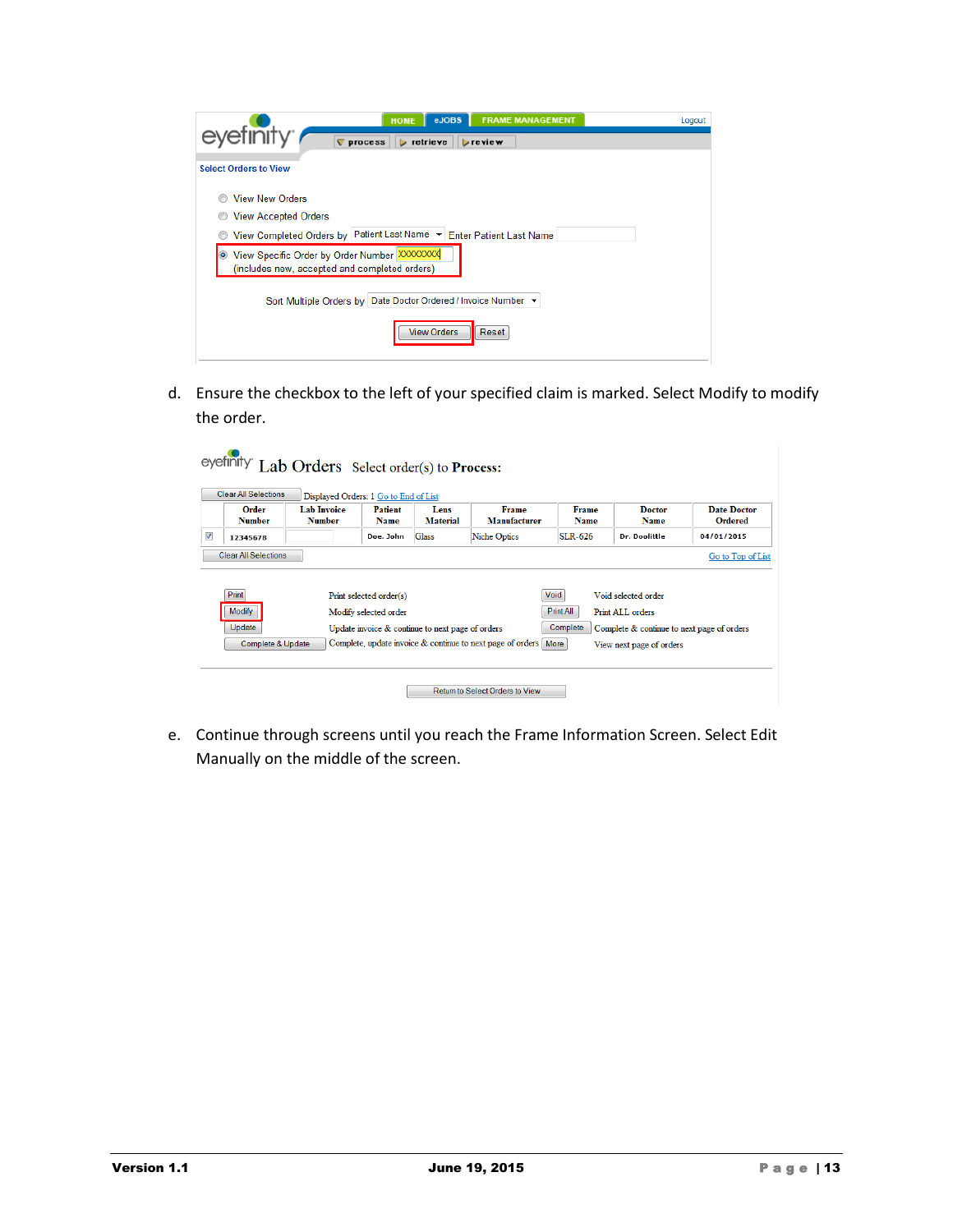d. Ensure the checkbox to the left of your specified claim is marked. Select Modify to modify the order.

e. Continue through screens until you reach the Frame Information Screen. Select Edit Manually on the middle of the screen.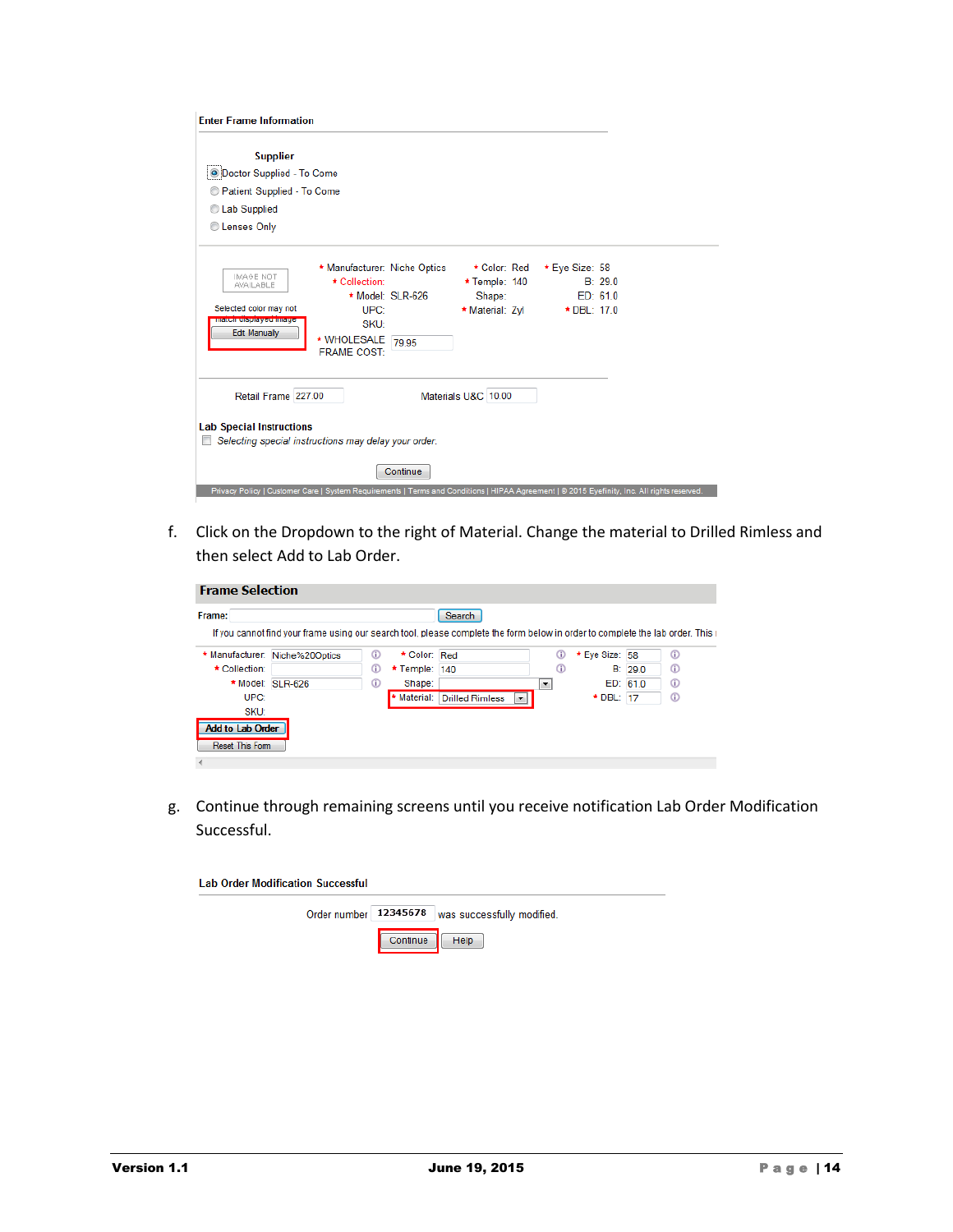Enter Frame Information

Supplier

- Doctor Supplied - To Come
- Patient Supplied - To Come
- Lab Supplied
- Lenses Only

IMAGE NOT AVAILABLE

Selected color may not match displayed image

Edit Manually

| | | | | | |
|---|---|---|---|---|---|
| * Manufacturer: | Niche Optics | * Color: | Red | * Eye Size: | 58 |
| * Collection: | | * Temple: | 140 | B: | 29.0 |
| * Model: | SLR-626 | Shape: | | ED: | 61.0 |
| UPC: | | * Material: | Zyl | * DBL: | 17.0 |
| SKU: | | | | | |
| * WHOLESALE FRAME COST: | 79.95 | | | | |

Retail Frame 227.00    Materials U&C 10.00

**Lab Special Instructions**

*Selecting special instructions may delay your order.*

Continue

Privacy Policy | Customer Care | System Requirements | Terms and Conditions | HIPAA Agreement | © 2015 Eyefinity, Inc. All rights reserved.

f. Click on the Dropdown to the right of Material. Change the material to Drilled Rimless and then select Add to Lab Order.

**Frame Selection**

Frame: Search

If you cannot find your frame using our search tool, please complete the form below in order to complete the lab order. This

| | | | | | |
|---|---|---|---|---|---|
| * Manufacturer: | Niche%20Optics | * Color: | Red | * Eye Size: | 58 |
| * Collection: | | * Temple: | 140 | B: | 29.0 |
| * Model: | SLR-626 | Shape: | | ED: | 61.0 |
| UPC: | | * Material: | Drilled Rimless | * DBL: | 17 |
| SKU: | | | | | |

Add to Lab Order

Reset This Form

g. Continue through remaining screens until you receive notification Lab Order Modification Successful.

Lab Order Modification Successful

Order number 12345678 was successfully modified.

Continue    Help